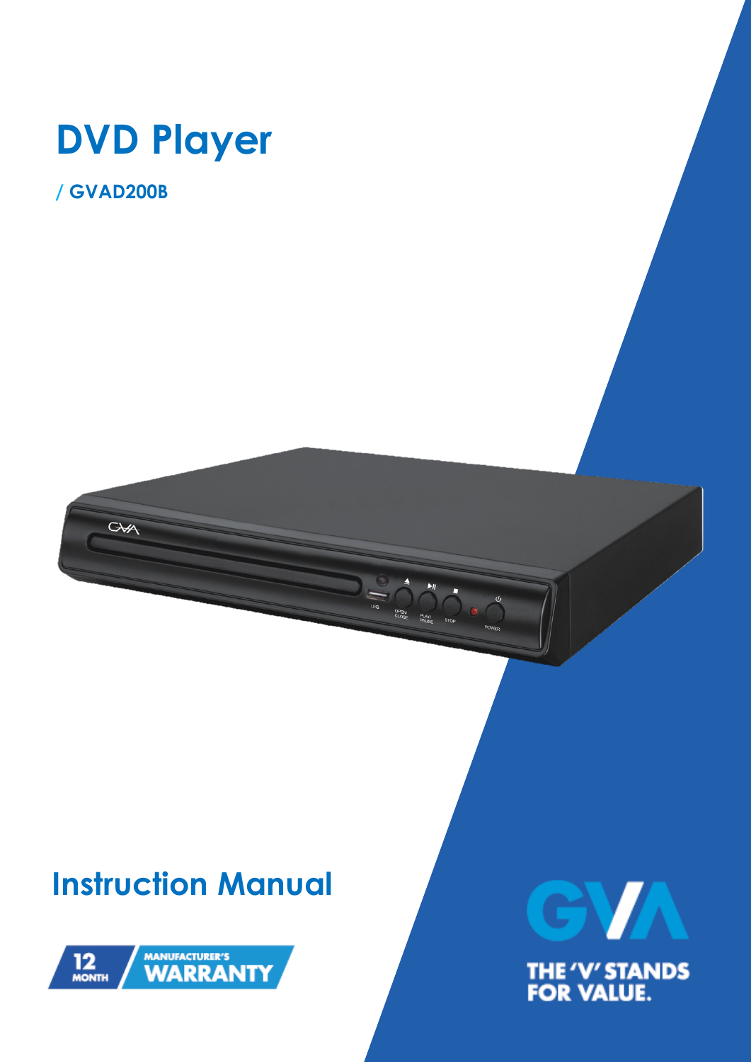# DVD Player

/ GVAD200B

## Instruction Manual

12 MONTH MANUFACTURER'S WARRANTY

GVA

THE 'V' STANDS FOR VALUE.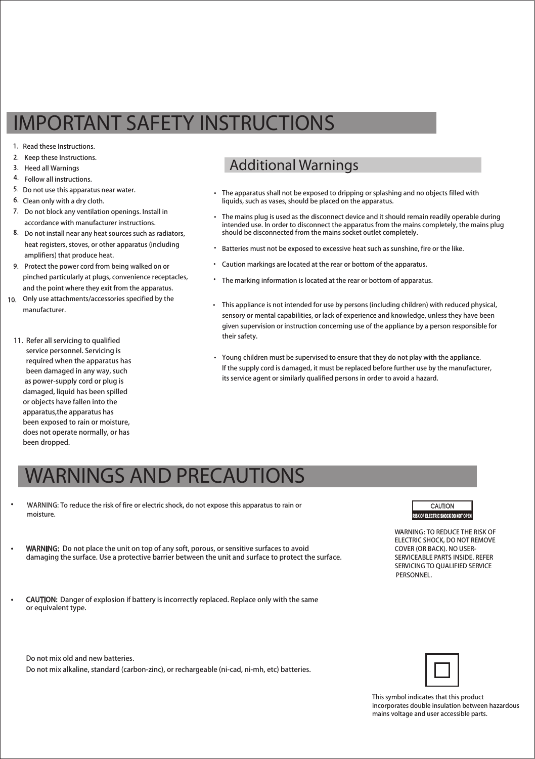# IMPORTANT SAFETY INSTRUCTIONS

1. Read these Instructions.
2. Keep these Instructions.
3. Heed all Warnings
4. Follow all instructions.
5. Do not use this apparatus near water.
6. Clean only with a dry cloth.
7. Do not block any ventilation openings. Install in accordance with manufacturer instructions.
8. Do not install near any heat sources such as radiators, heat registers, stoves, or other apparatus (including amplifiers) that produce heat.
9. Protect the power cord from being walked on or pinched particularly at plugs, convenience receptacles, and the point where they exit from the apparatus.
10. Only use attachments/accessories specified by the manufacturer.
11. Refer all servicing to qualified service personnel. Servicing is required when the apparatus has been damaged in any way, such as power-supply cord or plug is damaged, liquid has been spilled or objects have fallen into the apparatus,the apparatus has been exposed to rain or moisture, does not operate normally, or has been dropped.

## Additional Warnings

- The apparatus shall not be exposed to dripping or splashing and no objects filled with liquids, such as vases, should be placed on the apparatus.
- The mains plug is used as the disconnect device and it should remain readily operable during intended use. In order to disconnect the apparatus from the mains completely, the mains plug should be disconnected from the mains socket outlet completely.
- Batteries must not be exposed to excessive heat such as sunshine, fire or the like.
- Caution markings are located at the rear or bottom of the apparatus.
- The marking information is located at the rear or bottom of apparatus.
- This appliance is not intended for use by persons (including children) with reduced physical, sensory or mental capabilities, or lack of experience and knowledge, unless they have been given supervision or instruction concerning use of the appliance by a person responsible for their safety.
- Young children must be supervised to ensure that they do not play with the appliance. If the supply cord is damaged, it must be replaced before further use by the manufacturer, its service agent or similarly qualified persons in order to avoid a hazard.

# WARNINGS AND PRECAUTIONS

- WARNING: To reduce the risk of fire or electric shock, do not expose this apparatus to rain or moisture.
- **WARNING:** Do not place the unit on top of any soft, porous, or sensitive surfaces to avoid damaging the surface. Use a protective barrier between the unit and surface to protect the surface.
- **CAUTION:** Danger of explosion if battery is incorrectly replaced. Replace only with the same or equivalent type.

Do not mix old and new batteries.
Do not mix alkaline, standard (carbon-zinc), or rechargeable (ni-cad, ni-mh, etc) batteries.

CAUTION
RISK OF ELECTRIC SHOCK DO NOT OPEN

WARNING: TO REDUCE THE RISK OF ELECTRIC SHOCK, DO NOT REMOVE COVER (OR BACK). NO USER-SERVICEABLE PARTS INSIDE. REFER SERVICING TO QUALIFIED SERVICE PERSONNEL.

This symbol indicates that this product incorporates double insulation between hazardous mains voltage and user accessible parts.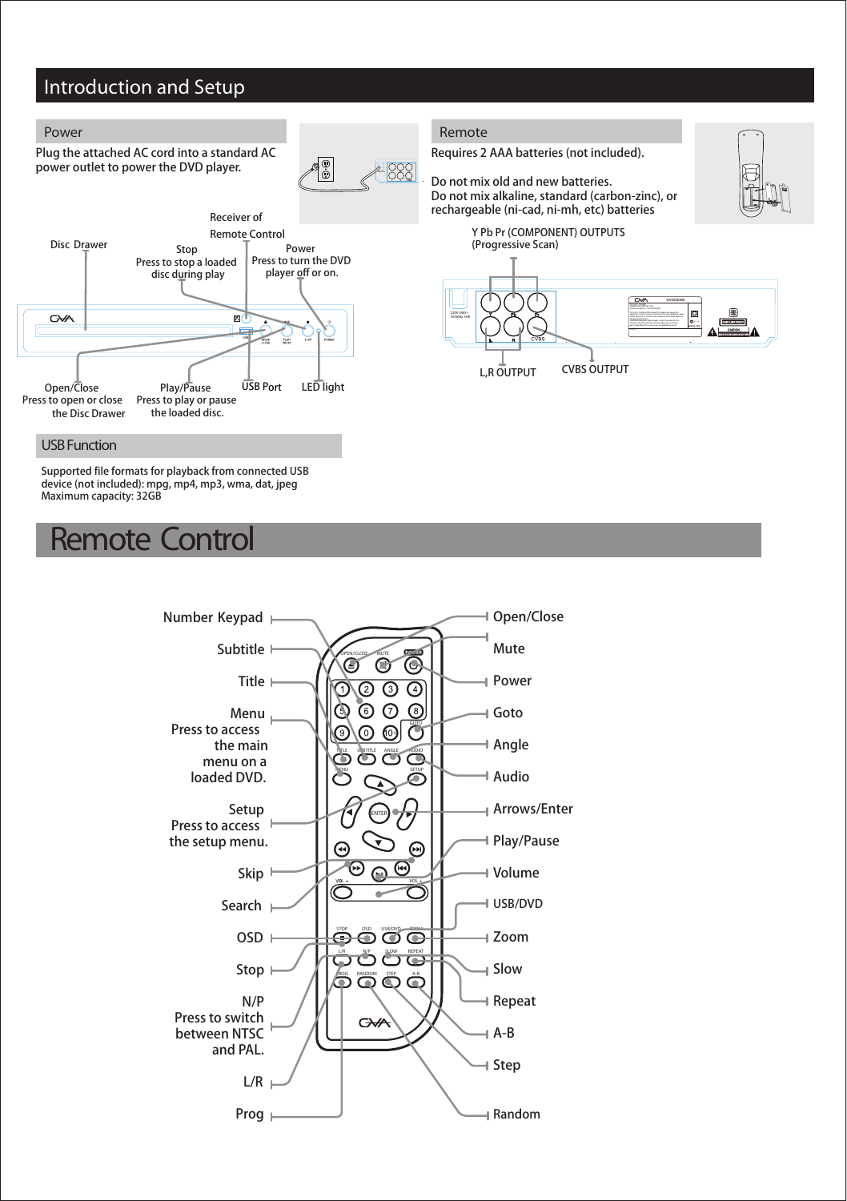# Introduction and Setup

## Power

Plug the attached AC cord into a standard AC power outlet to power the DVD player.

## Remote

Requires 2 AAA batteries (not included).

Do not mix old and new batteries.
Do not mix alkaline, standard (carbon-zinc), or rechargeable (ni-cad, ni-mh, etc) batteries

Disc Drawer

Receiver of Remote Control

Stop
Press to stop a loaded disc during play

Power
Press to turn the DVD player off or on.

Open/Close
Press to open or close the Disc Drawer

Play/Pause
Press to play or pause the loaded disc.

USB Port

LED light

Y Pb Pr (COMPONENT) OUTPUTS (Progressive Scan)

L,R OUTPUT

CVBS OUTPUT

## USB Function

Supported file formats for playback from connected USB device (not included): mpg, mp4, mp3, wma, dat, jpeg
Maximum capacity: 32GB

# Remote Control

- Number Keypad
- Subtitle
- Title
- Menu
  Press to access the main menu on a loaded DVD.
- Setup
  Press to access the setup menu.
- Skip
- Search
- OSD
- Stop
- N/P
  Press to switch between NTSC and PAL.
- L/R
- Prog

- Open/Close
- Mute
- Power
- Goto
- Angle
- Audio
- Arrows/Enter
- Play/Pause
- Volume
- USB/DVD
- Zoom
- Slow
- Repeat
- A-B
- Step
- Random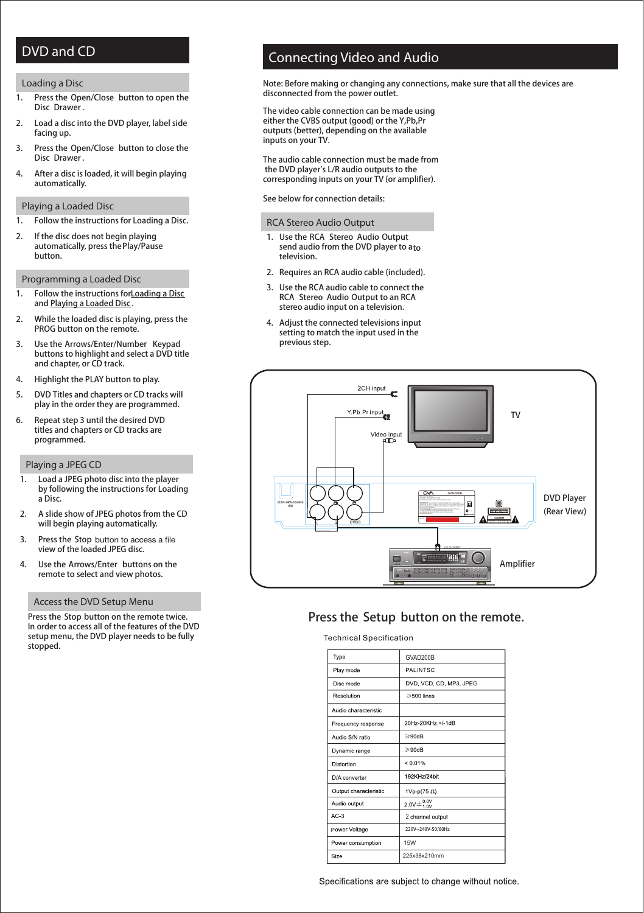# DVD and CD

## Loading a Disc

1. Press the Open/Close button to open the Disc Drawer.
2. Load a disc into the DVD player, label side facing up.
3. Press the Open/Close button to close the Disc Drawer.
4. After a disc is loaded, it will begin playing automatically.

## Playing a Loaded Disc

1. Follow the instructions for Loading a Disc.
2. If the disc does not begin playing automatically, press the Play/Pause button.

## Programming a Loaded Disc

1. Follow the instructions for Loading a Disc and Playing a Loaded Disc.
2. While the loaded disc is playing, press the PROG button on the remote.
3. Use the Arrows/Enter/Number Keypad buttons to highlight and select a DVD title and chapter, or CD track.
4. Highlight the PLAY button to play.
5. DVD Titles and chapters or CD tracks will play in the order they are programmed.
6. Repeat step 3 until the desired DVD titles and chapters or CD tracks are programmed.

## Playing a JPEG CD

1. Load a JPEG photo disc into the player by following the instructions for Loading a Disc.
2. A slide show of JPEG photos from the CD will begin playing automatically.
3. Press the Stop button to access a file view of the loaded JPEG disc.
4. Use the Arrows/Enter buttons on the remote to select and view photos.

## Access the DVD Setup Menu

Press the Stop button on the remote twice. In order to access all of the features of the DVD setup menu, the DVD player needs to be fully stopped.

# Connecting Video and Audio

Note: Before making or changing any connections, make sure that all the devices are disconnected from the power outlet.

The video cable connection can be made using either the CVBS output (good) or the Y,Pb,Pr outputs (better), depending on the available inputs on your TV.

The audio cable connection must be made from the DVD player's L/R audio outputs to the corresponding inputs on your TV (or amplifier).

See below for connection details:

## RCA Stereo Audio Output

1. Use the RCA Stereo Audio Output send audio from the DVD player to a to television.
2. Requires an RCA audio cable (included).
3. Use the RCA audio cable to connect the RCA Stereo Audio Output to an RCA stereo audio input on a television.
4. Adjust the connected televisions input setting to match the input used in the previous step.

2CH input

Y.Pb.Pr input

Video input

TV

DVD Player (Rear View)

Amplifier

Press the Setup button on the remote.

## Technical Specification

| Type | GVAD200B |
|---|---|
| Play mode | PAL/NTSC |
| Disc mode | DVD, VCD, CD, MP3, JPEG |
| Resolution | ≥500 lines |
| Audio characteristic | |
| Frequency response | 20Hz-20KHz:+/-1dB |
| Audio S/N ratio | ≥90dB |
| Dynamic range | ≥90dB |
| Distortion | < 0.01% |
| D/A converter | 192KHz/24bit |
| Output characteristic | 1Vp-p(75 Ω) |
| Audio output | $2.0V\pm^{0.0V}_{1.0V}$ |
| AC-3 | 2 channel output |
| Power Voltage | 220V~240V-50/60Hz |
| Power consumption | 15W |
| Size | 225x38x210mm |

Specifications are subject to change without notice.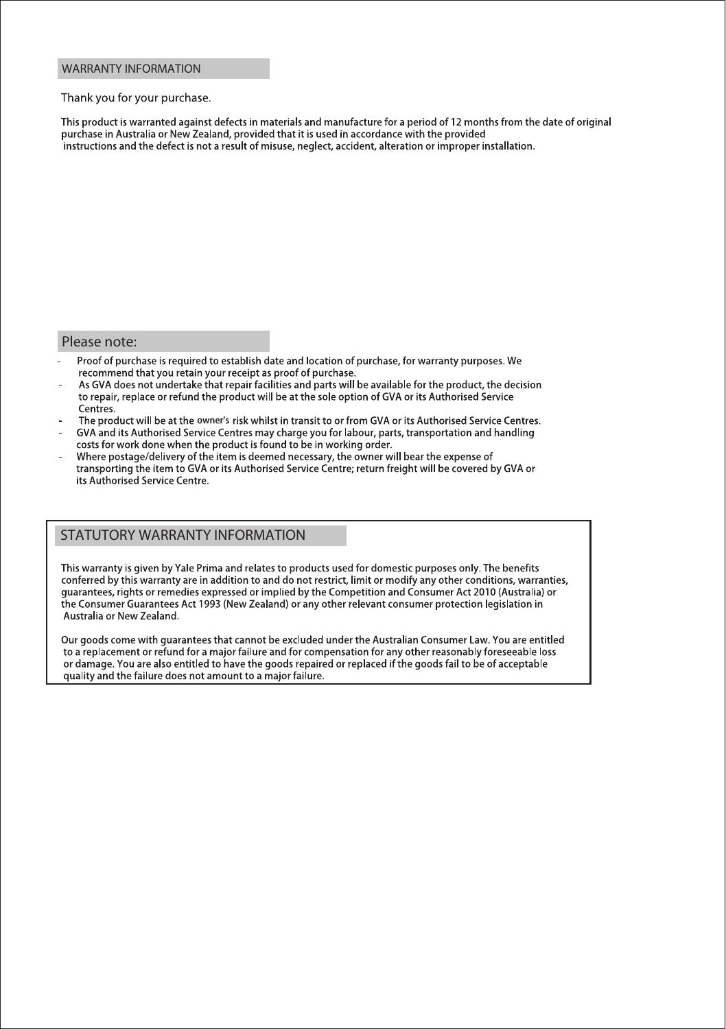## WARRANTY INFORMATION

Thank you for your purchase.

This product is warranted against defects in materials and manufacture for a period of 12 months from the date of original purchase in Australia or New Zealand, provided that it is used in accordance with the provided instructions and the defect is not a result of misuse, neglect, accident, alteration or improper installation.

## Please note:

- Proof of purchase is required to establish date and location of purchase, for warranty purposes. We recommend that you retain your receipt as proof of purchase.
- As GVA does not undertake that repair facilities and parts will be available for the product, the decision to repair, replace or refund the product will be at the sole option of GVA or its Authorised Service Centres.
- The product will be at the owner's risk whilst in transit to or from GVA or its Authorised Service Centres.
- GVA and its Authorised Service Centres may charge you for labour, parts, transportation and handling costs for work done when the product is found to be in working order.
- Where postage/delivery of the item is deemed necessary, the owner will bear the expense of transporting the item to GVA or its Authorised Service Centre; return freight will be covered by GVA or its Authorised Service Centre.

## STATUTORY WARRANTY INFORMATION

This warranty is given by Yale Prima and relates to products used for domestic purposes only. The benefits conferred by this warranty are in addition to and do not restrict, limit or modify any other conditions, warranties, guarantees, rights or remedies expressed or implied by the Competition and Consumer Act 2010 (Australia) or the Consumer Guarantees Act 1993 (New Zealand) or any other relevant consumer protection legislation in Australia or New Zealand.

Our goods come with guarantees that cannot be excluded under the Australian Consumer Law. You are entitled to a replacement or refund for a major failure and for compensation for any other reasonably foreseeable loss or damage. You are also entitled to have the goods repaired or replaced if the goods fail to be of acceptable quality and the failure does not amount to a major failure.